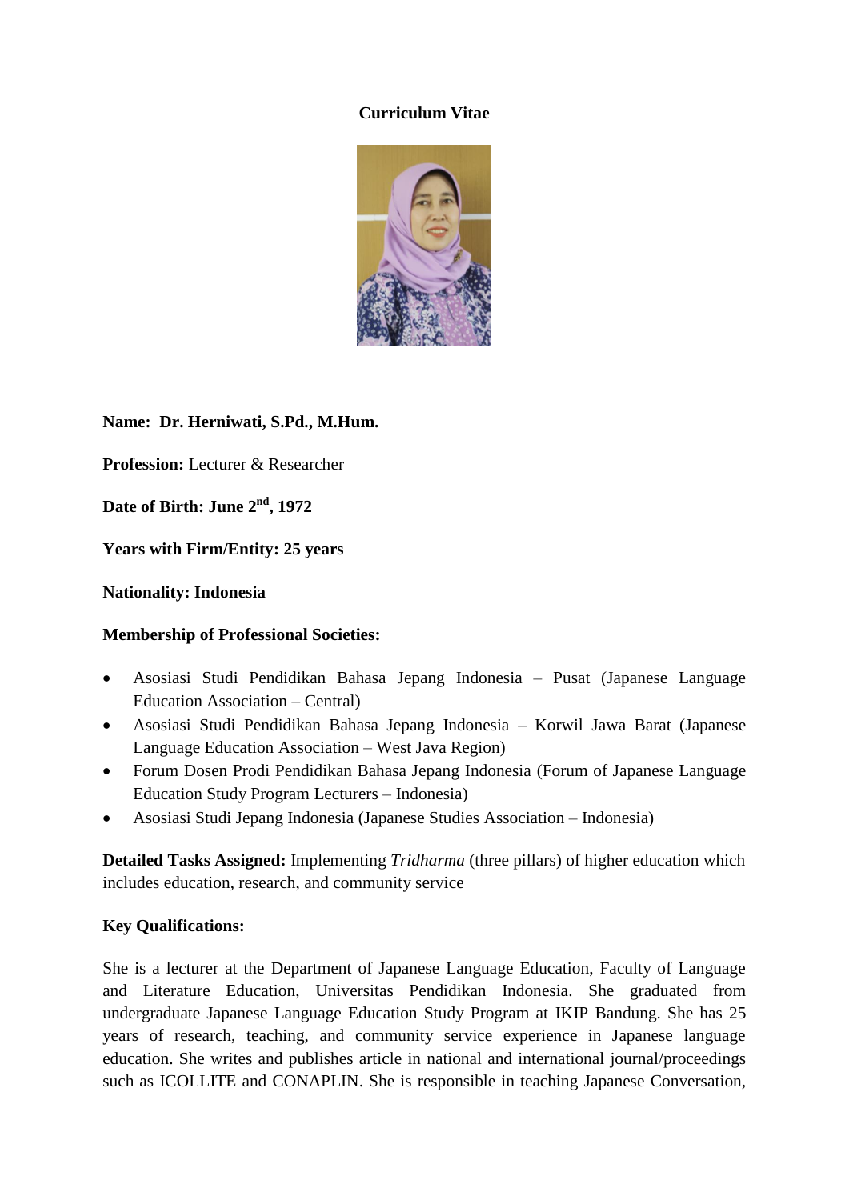# Curriculum Vitae

**Name: Dr. Herniwati, S.Pd., M.Hum.**

**Profession:** Lecturer & Researcher

**Date of Birth: June 2nd, 1972**

**Years with Firm/Entity: 25 years**

**Nationality: Indonesia**

**Membership of Professional Societies:**

- Asosiasi Studi Pendidikan Bahasa Jepang Indonesia – Pusat (Japanese Language Education Association – Central)
- Asosiasi Studi Pendidikan Bahasa Jepang Indonesia – Korwil Jawa Barat (Japanese Language Education Association – West Java Region)
- Forum Dosen Prodi Pendidikan Bahasa Jepang Indonesia (Forum of Japanese Language Education Study Program Lecturers – Indonesia)
- Asosiasi Studi Jepang Indonesia (Japanese Studies Association – Indonesia)

**Detailed Tasks Assigned:** Implementing *Tridharma* (three pillars) of higher education which includes education, research, and community service

**Key Qualifications:**

She is a lecturer at the Department of Japanese Language Education, Faculty of Language and Literature Education, Universitas Pendidikan Indonesia. She graduated from undergraduate Japanese Language Education Study Program at IKIP Bandung. She has 25 years of research, teaching, and community service experience in Japanese language education. She writes and publishes article in national and international journal/proceedings such as ICOLLITE and CONAPLIN. She is responsible in teaching Japanese Conversation,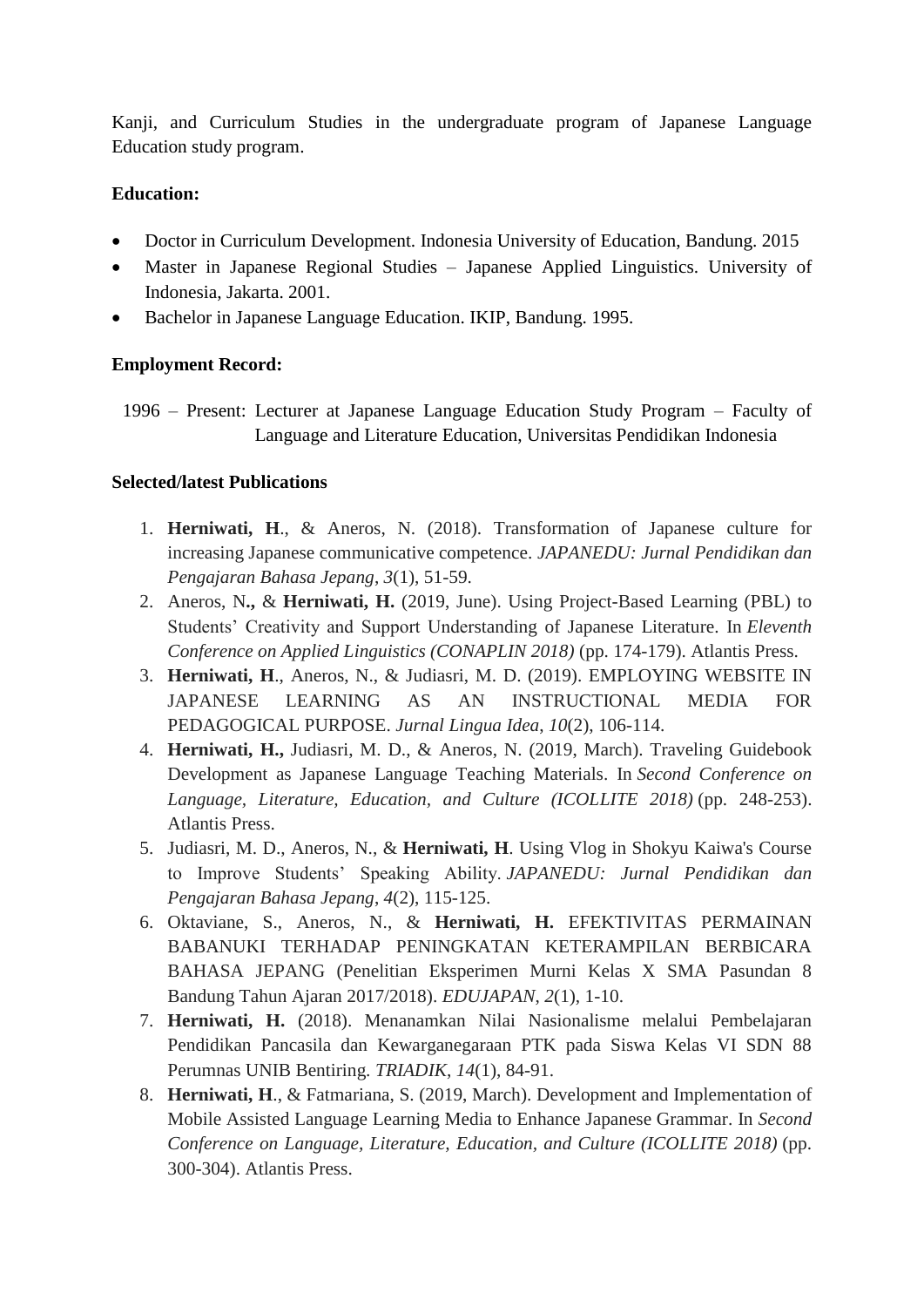Kanji, and Curriculum Studies in the undergraduate program of Japanese Language Education study program.

**Education:**

- Doctor in Curriculum Development. Indonesia University of Education, Bandung. 2015
- Master in Japanese Regional Studies – Japanese Applied Linguistics. University of Indonesia, Jakarta. 2001.
- Bachelor in Japanese Language Education. IKIP, Bandung. 1995.

**Employment Record:**

1996 – Present: Lecturer at Japanese Language Education Study Program – Faculty of Language and Literature Education, Universitas Pendidikan Indonesia

**Selected/latest Publications**

1. **Herniwati, H**., & Aneros, N. (2018). Transformation of Japanese culture for increasing Japanese communicative competence. *JAPANEDU: Jurnal Pendidikan dan Pengajaran Bahasa Jepang*, *3*(1), 51-59.
2. Aneros, N**.,** & **Herniwati, H.** (2019, June). Using Project-Based Learning (PBL) to Students' Creativity and Support Understanding of Japanese Literature. In *Eleventh Conference on Applied Linguistics (CONAPLIN 2018)* (pp. 174-179). Atlantis Press.
3. **Herniwati, H**., Aneros, N., & Judiasri, M. D. (2019). EMPLOYING WEBSITE IN JAPANESE LEARNING AS AN INSTRUCTIONAL MEDIA FOR PEDAGOGICAL PURPOSE. *Jurnal Lingua Idea*, *10*(2), 106-114.
4. **Herniwati, H.,** Judiasri, M. D., & Aneros, N. (2019, March). Traveling Guidebook Development as Japanese Language Teaching Materials. In *Second Conference on Language, Literature, Education, and Culture (ICOLLITE 2018)* (pp. 248-253). Atlantis Press.
5. Judiasri, M. D., Aneros, N., & **Herniwati, H**. Using Vlog in Shokyu Kaiwa's Course to Improve Students' Speaking Ability. *JAPANEDU: Jurnal Pendidikan dan Pengajaran Bahasa Jepang*, *4*(2), 115-125.
6. Oktaviane, S., Aneros, N., & **Herniwati, H.** EFEKTIVITAS PERMAINAN BABANUKI TERHADAP PENINGKATAN KETERAMPILAN BERBICARA BAHASA JEPANG (Penelitian Eksperimen Murni Kelas X SMA Pasundan 8 Bandung Tahun Ajaran 2017/2018). *EDUJAPAN*, *2*(1), 1-10.
7. **Herniwati, H.** (2018). Menanamkan Nilai Nasionalisme melalui Pembelajaran Pendidikan Pancasila dan Kewarganegaraan PTK pada Siswa Kelas VI SDN 88 Perumnas UNIB Bentiring. *TRIADIK*, *14*(1), 84-91.
8. **Herniwati, H**., & Fatmariana, S. (2019, March). Development and Implementation of Mobile Assisted Language Learning Media to Enhance Japanese Grammar. In *Second Conference on Language, Literature, Education, and Culture (ICOLLITE 2018)* (pp. 300-304). Atlantis Press.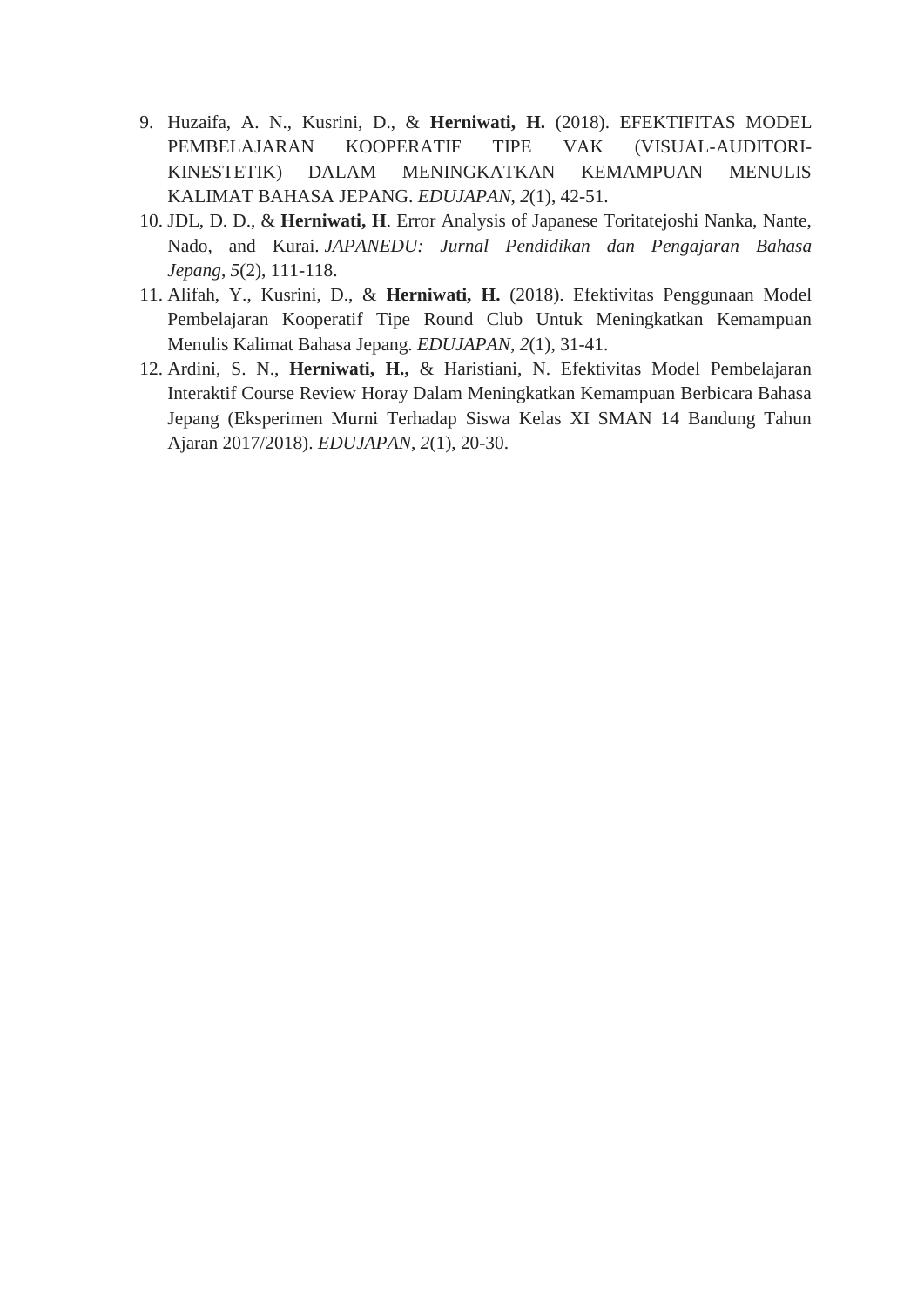9. Huzaifa, A. N., Kusrini, D., & **Herniwati, H.** (2018). EFEKTIFITAS MODEL PEMBELAJARAN KOOPERATIF TIPE VAK (VISUAL-AUDITORI-KINESTETIK) DALAM MENINGKATKAN KEMAMPUAN MENULIS KALIMAT BAHASA JEPANG. *EDUJAPAN*, *2*(1), 42-51.
10. JDL, D. D., & **Herniwati, H**. Error Analysis of Japanese Toritatejoshi Nanka, Nante, Nado, and Kurai. *JAPANEDU: Jurnal Pendidikan dan Pengajaran Bahasa Jepang*, *5*(2), 111-118.
11. Alifah, Y., Kusrini, D., & **Herniwati, H.** (2018). Efektivitas Penggunaan Model Pembelajaran Kooperatif Tipe Round Club Untuk Meningkatkan Kemampuan Menulis Kalimat Bahasa Jepang. *EDUJAPAN*, *2*(1), 31-41.
12. Ardini, S. N., **Herniwati, H.,** & Haristiani, N. Efektivitas Model Pembelajaran Interaktif Course Review Horay Dalam Meningkatkan Kemampuan Berbicara Bahasa Jepang (Eksperimen Murni Terhadap Siswa Kelas XI SMAN 14 Bandung Tahun Ajaran 2017/2018). *EDUJAPAN*, *2*(1), 20-30.